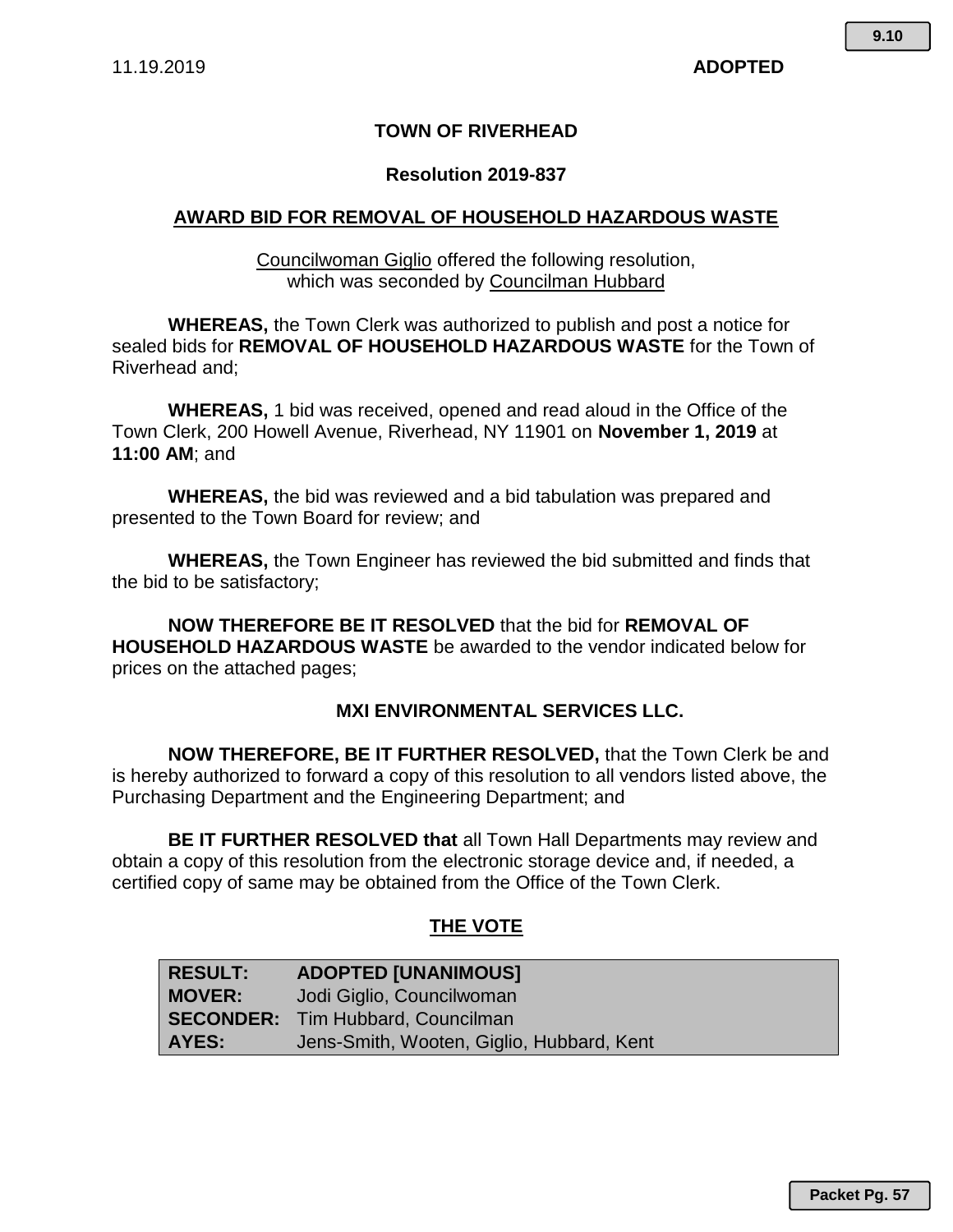11.19.2019 **ADOPTED**

# TOWN OF RIVERHEAD

## Resolution 2019-837

## AWARD BID FOR REMOVAL OF HOUSEHOLD HAZARDOUS WASTE

Councilwoman Giglio offered the following resolution,
which was seconded by Councilman Hubbard

**WHEREAS,** the Town Clerk was authorized to publish and post a notice for sealed bids for **REMOVAL OF HOUSEHOLD HAZARDOUS WASTE** for the Town of Riverhead and;

**WHEREAS,** 1 bid was received, opened and read aloud in the Office of the Town Clerk, 200 Howell Avenue, Riverhead, NY 11901 on **November 1, 2019** at **11:00 AM**; and

**WHEREAS,** the bid was reviewed and a bid tabulation was prepared and presented to the Town Board for review; and

**WHEREAS,** the Town Engineer has reviewed the bid submitted and finds that the bid to be satisfactory;

**NOW THEREFORE BE IT RESOLVED** that the bid for **REMOVAL OF HOUSEHOLD HAZARDOUS WASTE** be awarded to the vendor indicated below for prices on the attached pages;

**MXI ENVIRONMENTAL SERVICES LLC.**

**NOW THEREFORE, BE IT FURTHER RESOLVED,** that the Town Clerk be and is hereby authorized to forward a copy of this resolution to all vendors listed above, the Purchasing Department and the Engineering Department; and

**BE IT FURTHER RESOLVED that** all Town Hall Departments may review and obtain a copy of this resolution from the electronic storage device and, if needed, a certified copy of same may be obtained from the Office of the Town Clerk.

## THE VOTE

| | |
|---|---|
| **RESULT:** | **ADOPTED [UNANIMOUS]** |
| **MOVER:** | Jodi Giglio, Councilwoman |
| **SECONDER:** | Tim Hubbard, Councilman |
| **AYES:** | Jens-Smith, Wooten, Giglio, Hubbard, Kent |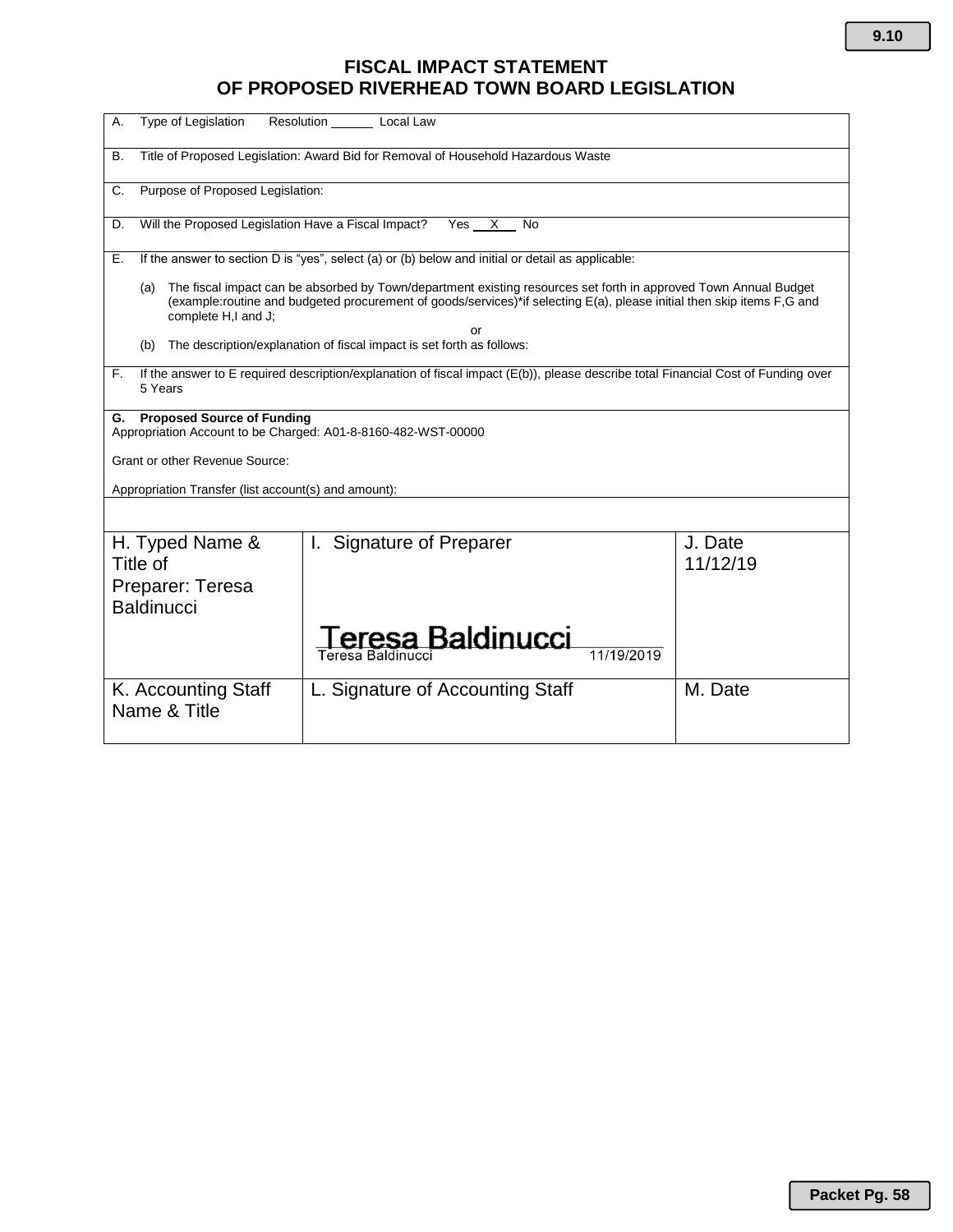# FISCAL IMPACT STATEMENT
# OF PROPOSED RIVERHEAD TOWN BOARD LEGISLATION

A. Type of Legislation  Resolution ______ Local Law

B. Title of Proposed Legislation: Award Bid for Removal of Household Hazardous Waste

C. Purpose of Proposed Legislation:

D. Will the Proposed Legislation Have a Fiscal Impact?  Yes __X__ No

E. If the answer to section D is "yes", select (a) or (b) below and initial or detail as applicable:

(a) The fiscal impact can be absorbed by Town/department existing resources set forth in approved Town Annual Budget (example:routine and budgeted procurement of goods/services)*if selecting E(a), please initial then skip items F,G and complete H,I and J;

or

(b) The description/explanation of fiscal impact is set forth as follows:

F. If the answer to E required description/explanation of fiscal impact (E(b)), please describe total Financial Cost of Funding over 5 Years

**G. Proposed Source of Funding**
Appropriation Account to be Charged: A01-8-8160-482-WST-00000

Grant or other Revenue Source:

Appropriation Transfer (list account(s) and amount):

| H. Typed Name & Title of Preparer: Teresa Baldinucci | I. Signature of Preparer<br>Teresa Baldinucci<br>Teresa Baldinucci 11/19/2019 | J. Date<br>11/12/19 |
|---|---|---|
| K. Accounting Staff Name & Title | L. Signature of Accounting Staff | M. Date |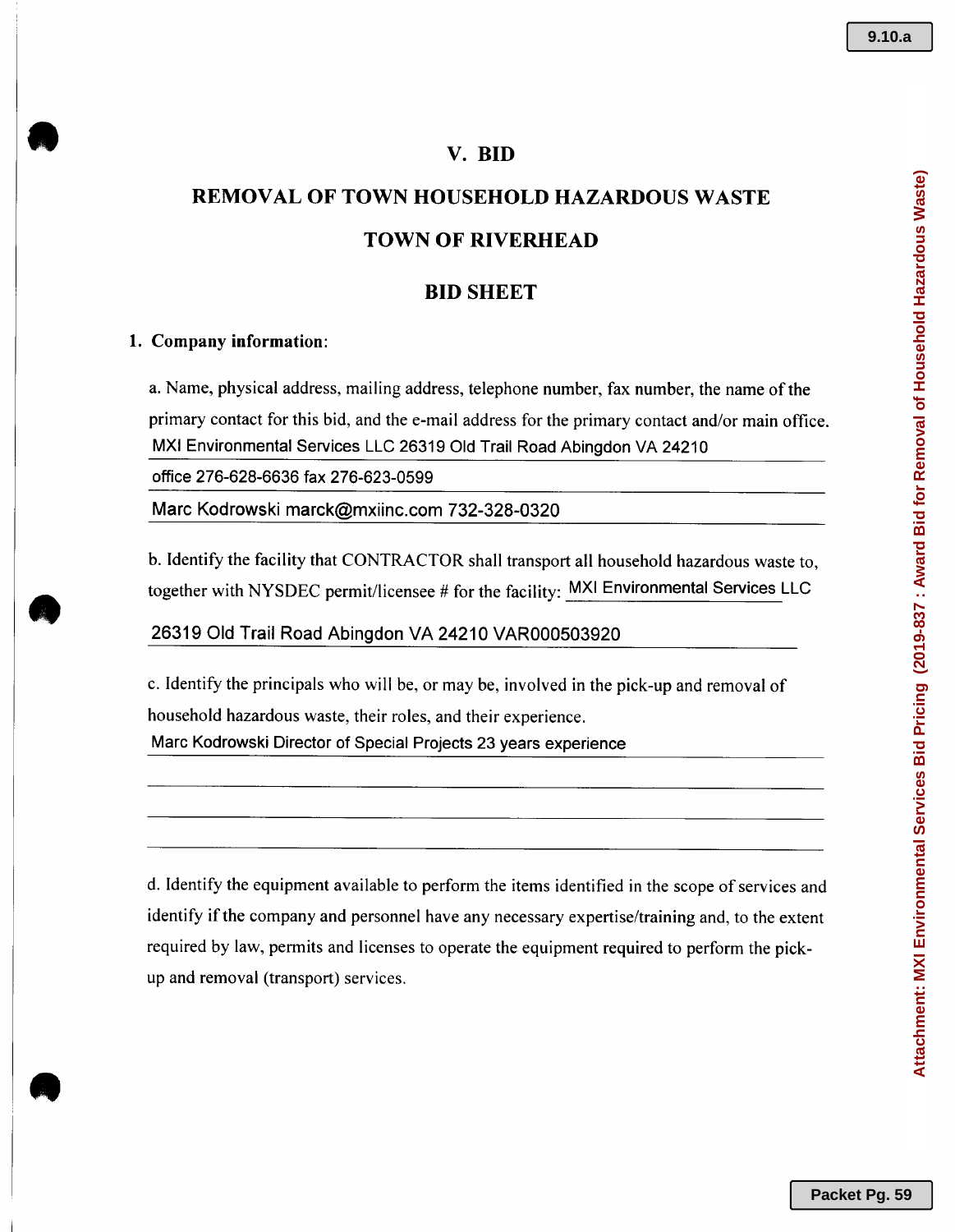# V. BID

## REMOVAL OF TOWN HOUSEHOLD HAZARDOUS WASTE

## TOWN OF RIVERHEAD

## BID SHEET

**1. Company information:**

a. Name, physical address, mailing address, telephone number, fax number, the name of the primary contact for this bid, and the e-mail address for the primary contact and/or main office.

MXI Environmental Services LLC 26319 Old Trail Road Abingdon VA 24210

office 276-628-6636 fax 276-623-0599

Marc Kodrowski marck@mxiinc.com 732-328-0320

b. Identify the facility that CONTRACTOR shall transport all household hazardous waste to, together with NYSDEC permit/licensee # for the facility: MXI Environmental Services LLC

26319 Old Trail Road Abingdon VA 24210 VAR000503920

c. Identify the principals who will be, or may be, involved in the pick-up and removal of household hazardous waste, their roles, and their experience.

Marc Kodrowski Director of Special Projects 23 years experience

d. Identify the equipment available to perform the items identified in the scope of services and identify if the company and personnel have any necessary expertise/training and, to the extent required by law, permits and licenses to operate the equipment required to perform the pick-up and removal (transport) services.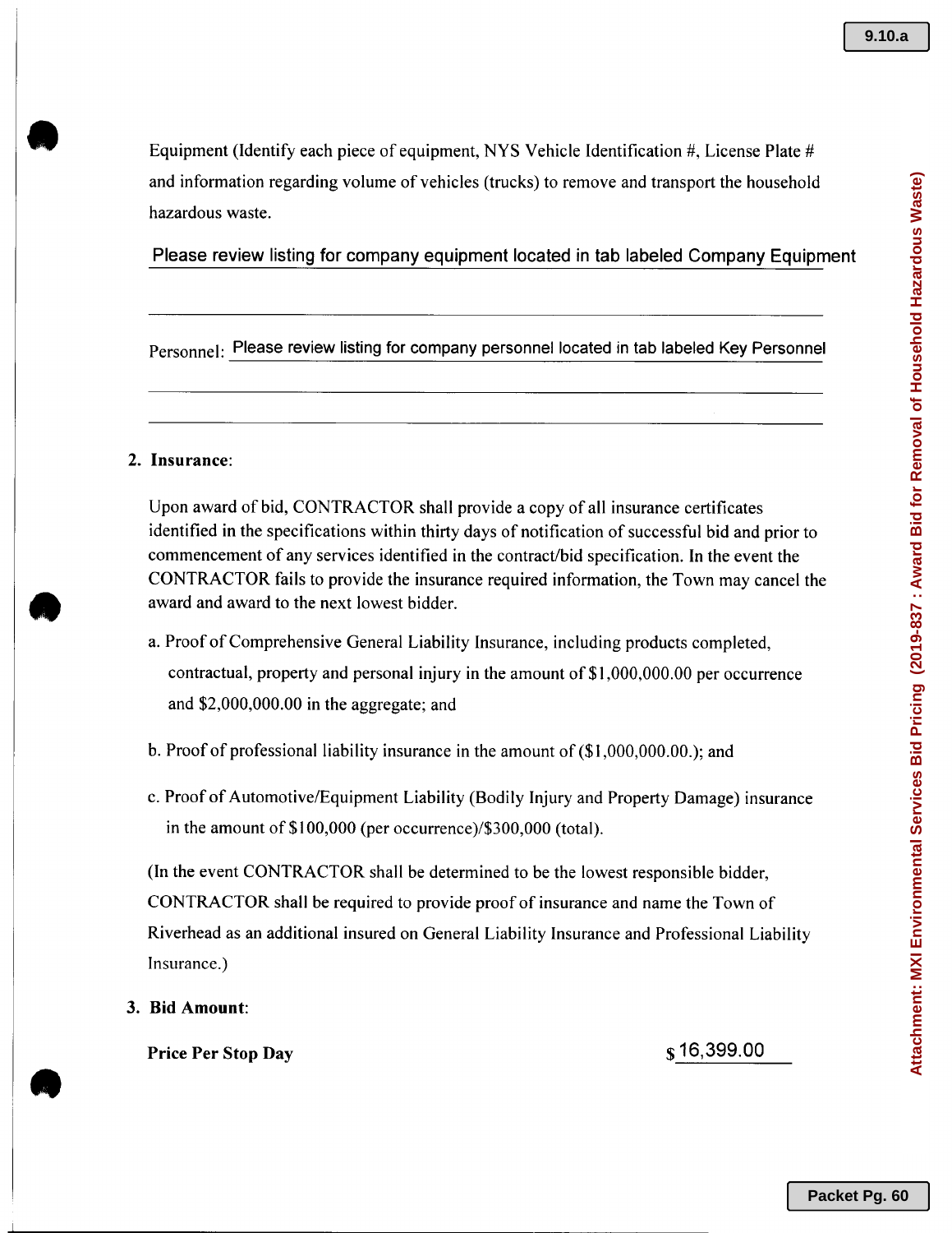Equipment (Identify each piece of equipment, NYS Vehicle Identification #, License Plate # and information regarding volume of vehicles (trucks) to remove and transport the household hazardous waste.

Please review listing for company equipment located in tab labeled Company Equipment

Personnel: Please review listing for company personnel located in tab labeled Key Personnel

2. **Insurance**:

   Upon award of bid, CONTRACTOR shall provide a copy of all insurance certificates identified in the specifications within thirty days of notification of successful bid and prior to commencement of any services identified in the contract/bid specification. In the event the CONTRACTOR fails to provide the insurance required information, the Town may cancel the award and award to the next lowest bidder.

   a. Proof of Comprehensive General Liability Insurance, including products completed, contractual, property and personal injury in the amount of $1,000,000.00 per occurrence and $2,000,000.00 in the aggregate; and

   b. Proof of professional liability insurance in the amount of ($1,000,000.00.); and

   c. Proof of Automotive/Equipment Liability (Bodily Injury and Property Damage) insurance in the amount of $100,000 (per occurrence)/$300,000 (total).

   (In the event CONTRACTOR shall be determined to be the lowest responsible bidder, CONTRACTOR shall be required to provide proof of insurance and name the Town of Riverhead as an additional insured on General Liability Insurance and Professional Liability Insurance.)

3. **Bid Amount**:

   **Price Per Stop Day** $ 16,399.00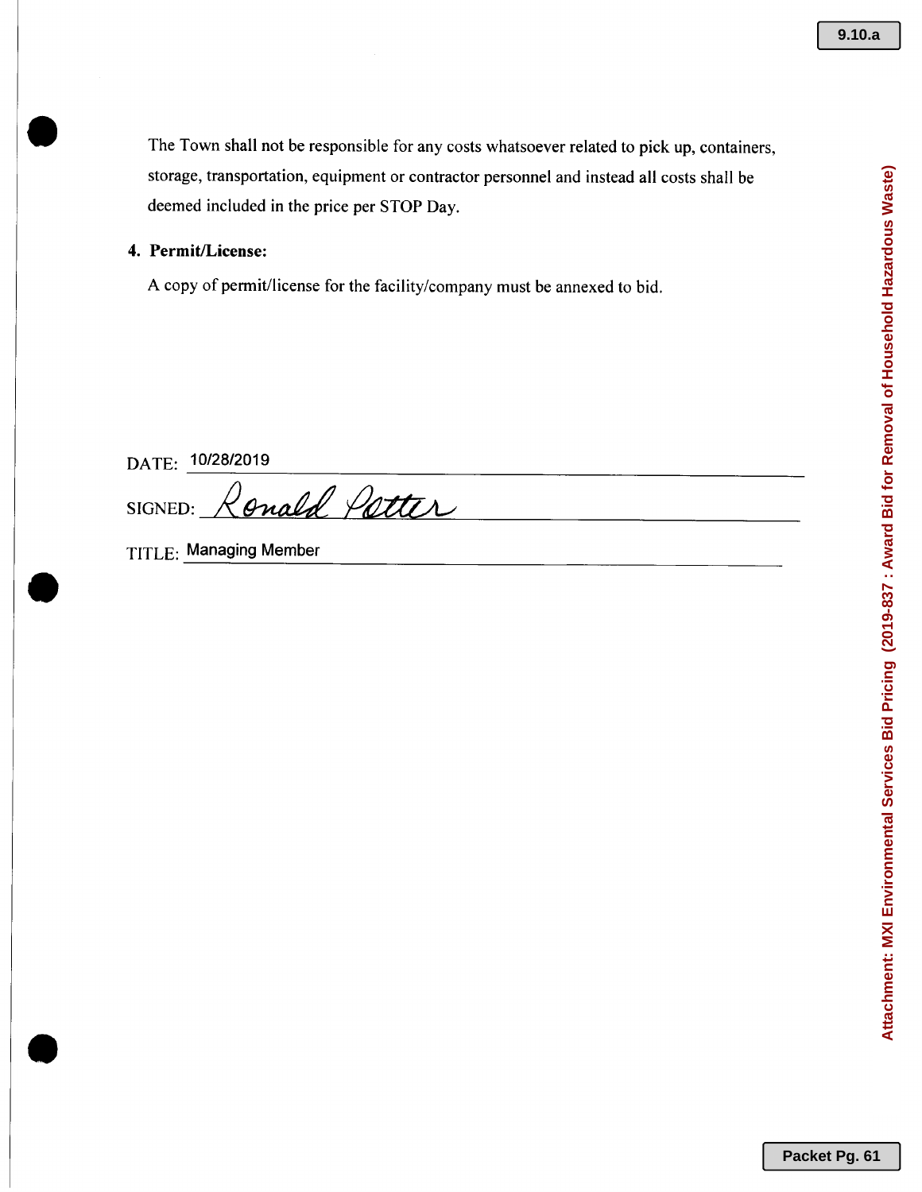The Town shall not be responsible for any costs whatsoever related to pick up, containers, storage, transportation, equipment or contractor personnel and instead all costs shall be deemed included in the price per STOP Day.

**4. Permit/License:**

A copy of permit/license for the facility/company must be annexed to bid.

DATE: 10/28/2019

SIGNED: Ronald Potter

TITLE: Managing Member